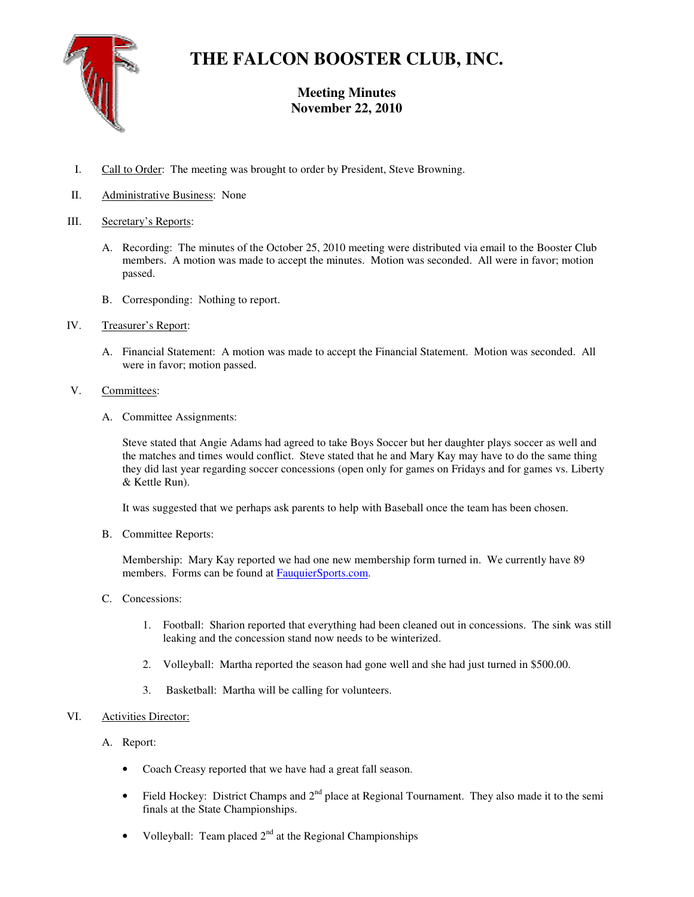# THE FALCON BOOSTER CLUB, INC.

## Meeting Minutes
## November 22, 2010

I. Call to Order: The meeting was brought to order by President, Steve Browning.

II. Administrative Business: None

III. Secretary's Reports:

   A. Recording: The minutes of the October 25, 2010 meeting were distributed via email to the Booster Club members. A motion was made to accept the minutes. Motion was seconded. All were in favor; motion passed.

   B. Corresponding: Nothing to report.

IV. Treasurer's Report:

   A. Financial Statement: A motion was made to accept the Financial Statement. Motion was seconded. All were in favor; motion passed.

V. Committees:

   A. Committee Assignments:

   Steve stated that Angie Adams had agreed to take Boys Soccer but her daughter plays soccer as well and the matches and times would conflict. Steve stated that he and Mary Kay may have to do the same thing they did last year regarding soccer concessions (open only for games on Fridays and for games vs. Liberty & Kettle Run).

   It was suggested that we perhaps ask parents to help with Baseball once the team has been chosen.

   B. Committee Reports:

   Membership: Mary Kay reported we had one new membership form turned in. We currently have 89 members. Forms can be found at FauquierSports.com.

   C. Concessions:

   1. Football: Sharion reported that everything had been cleaned out in concessions. The sink was still leaking and the concession stand now needs to be winterized.

   2. Volleyball: Martha reported the season had gone well and she had just turned in $500.00.

   3. Basketball: Martha will be calling for volunteers.

VI. Activities Director:

   A. Report:

   - Coach Creasy reported that we have had a great fall season.
   - Field Hockey: District Champs and 2nd place at Regional Tournament. They also made it to the semi finals at the State Championships.
   - Volleyball: Team placed 2nd at the Regional Championships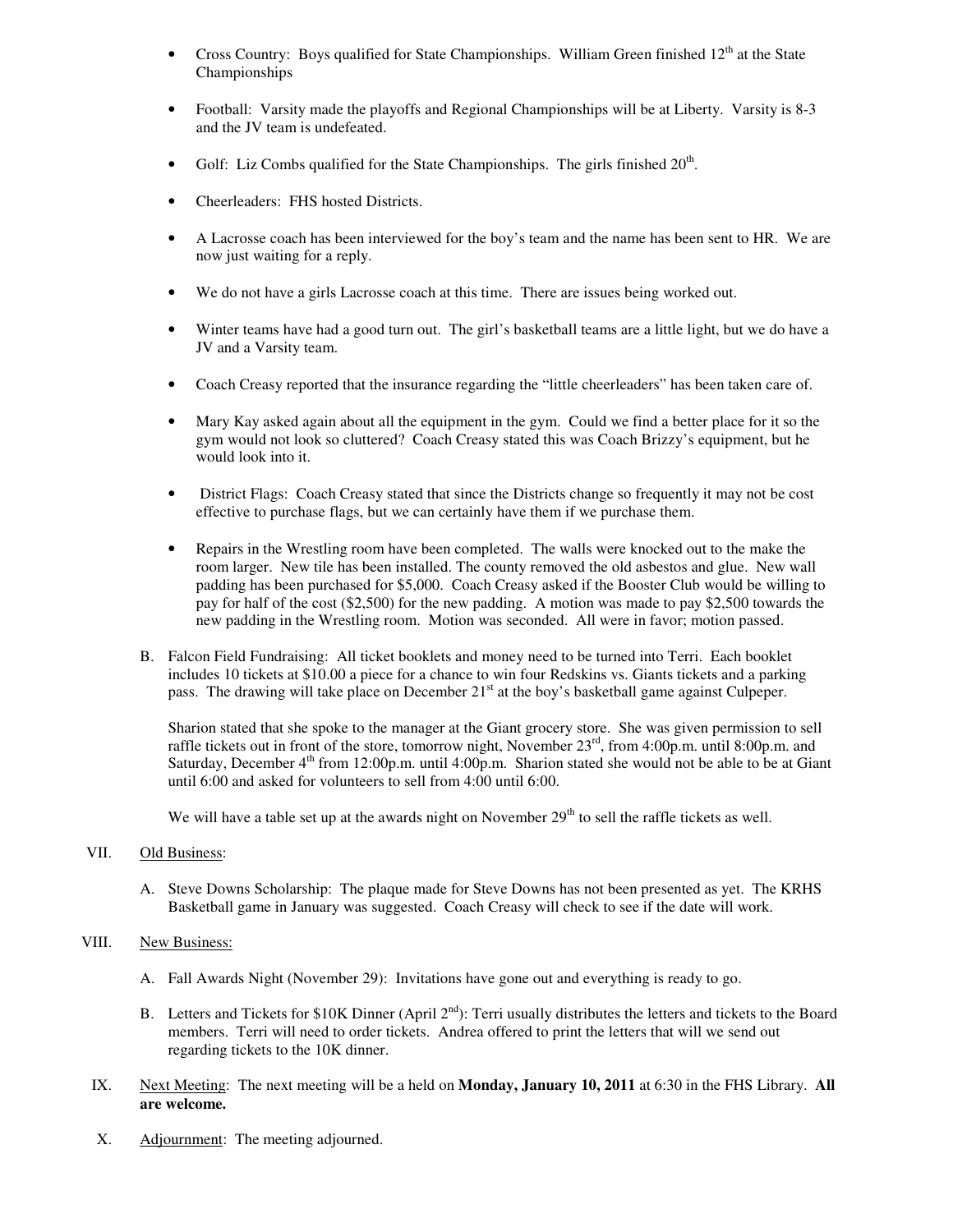- Cross Country: Boys qualified for State Championships. William Green finished 12th at the State Championships

- Football: Varsity made the playoffs and Regional Championships will be at Liberty. Varsity is 8-3 and the JV team is undefeated.

- Golf: Liz Combs qualified for the State Championships. The girls finished 20th.

- Cheerleaders: FHS hosted Districts.

- A Lacrosse coach has been interviewed for the boy's team and the name has been sent to HR. We are now just waiting for a reply.

- We do not have a girls Lacrosse coach at this time. There are issues being worked out.

- Winter teams have had a good turn out. The girl's basketball teams are a little light, but we do have a JV and a Varsity team.

- Coach Creasy reported that the insurance regarding the "little cheerleaders" has been taken care of.

- Mary Kay asked again about all the equipment in the gym. Could we find a better place for it so the gym would not look so cluttered? Coach Creasy stated this was Coach Brizzy's equipment, but he would look into it.

- District Flags: Coach Creasy stated that since the Districts change so frequently it may not be cost effective to purchase flags, but we can certainly have them if we purchase them.

- Repairs in the Wrestling room have been completed. The walls were knocked out to the make the room larger. New tile has been installed. The county removed the old asbestos and glue. New wall padding has been purchased for $5,000. Coach Creasy asked if the Booster Club would be willing to pay for half of the cost ($2,500) for the new padding. A motion was made to pay $2,500 towards the new padding in the Wrestling room. Motion was seconded. All were in favor; motion passed.

B. Falcon Field Fundraising: All ticket booklets and money need to be turned into Terri. Each booklet includes 10 tickets at $10.00 a piece for a chance to win four Redskins vs. Giants tickets and a parking pass. The drawing will take place on December 21st at the boy's basketball game against Culpeper.

Sharion stated that she spoke to the manager at the Giant grocery store. She was given permission to sell raffle tickets out in front of the store, tomorrow night, November 23rd, from 4:00p.m. until 8:00p.m. and Saturday, December 4th from 12:00p.m. until 4:00p.m. Sharion stated she would not be able to be at Giant until 6:00 and asked for volunteers to sell from 4:00 until 6:00.

We will have a table set up at the awards night on November 29th to sell the raffle tickets as well.

VII. Old Business:

A. Steve Downs Scholarship: The plaque made for Steve Downs has not been presented as yet. The KRHS Basketball game in January was suggested. Coach Creasy will check to see if the date will work.

VIII. New Business:

A. Fall Awards Night (November 29): Invitations have gone out and everything is ready to go.

B. Letters and Tickets for $10K Dinner (April 2nd): Terri usually distributes the letters and tickets to the Board members. Terri will need to order tickets. Andrea offered to print the letters that will we send out regarding tickets to the 10K dinner.

IX. Next Meeting: The next meeting will be a held on **Monday, January 10, 2011** at 6:30 in the FHS Library. **All are welcome.**

X. Adjournment: The meeting adjourned.